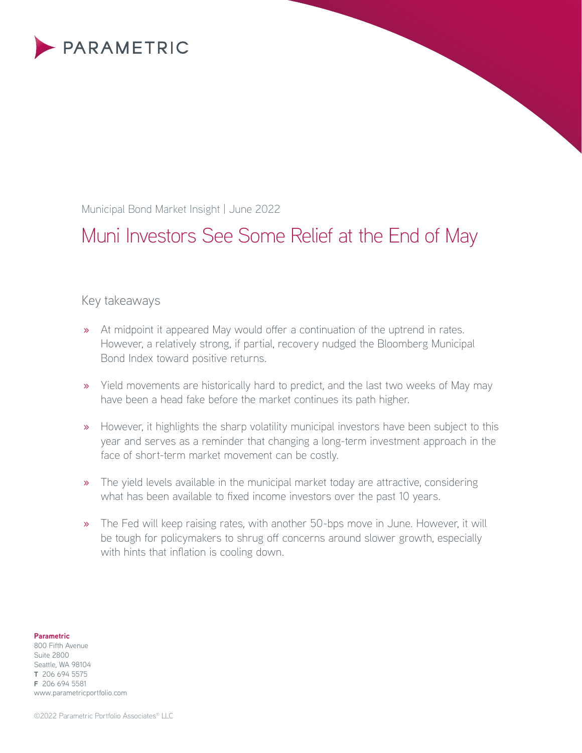PARAMETRIC

Municipal Bond Market Insight | June 2022

# Muni Investors See Some Relief at the End of May

## Key takeaways

- At midpoint it appeared May would offer a continuation of the uptrend in rates. However, a relatively strong, if partial, recovery nudged the Bloomberg Municipal Bond Index toward positive returns.
- Yield movements are historically hard to predict, and the last two weeks of May may have been a head fake before the market continues its path higher.
- However, it highlights the sharp volatility municipal investors have been subject to this year and serves as a reminder that changing a long-term investment approach in the face of short-term market movement can be costly.
- The yield levels available in the municipal market today are attractive, considering what has been available to fixed income investors over the past 10 years.
- The Fed will keep raising rates, with another 50-bps move in June. However, it will be tough for policymakers to shrug off concerns around slower growth, especially with hints that inflation is cooling down.

**Parametric**
800 Fifth Avenue
Suite 2800
Seattle, WA 98104
**T** 206 694 5575
**F** 206 694 5581
www.parametricportfolio.com

©2022 Parametric Portfolio Associates® LLC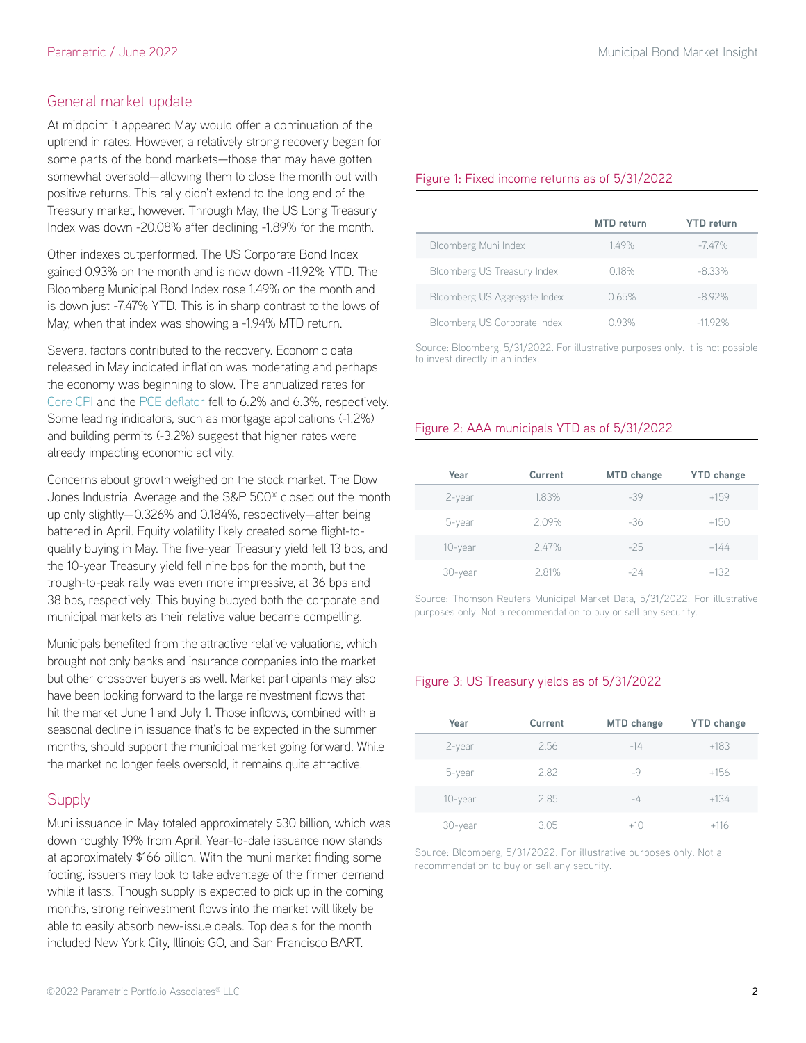## General market update

At midpoint it appeared May would offer a continuation of the uptrend in rates. However, a relatively strong recovery began for some parts of the bond markets—those that may have gotten somewhat oversold—allowing them to close the month out with positive returns. This rally didn't extend to the long end of the Treasury market, however. Through May, the US Long Treasury Index was down -20.08% after declining -1.89% for the month.

Other indexes outperformed. The US Corporate Bond Index gained 0.93% on the month and is now down -11.92% YTD. The Bloomberg Municipal Bond Index rose 1.49% on the month and is down just -7.47% YTD. This is in sharp contrast to the lows of May, when that index was showing a -1.94% MTD return.

Several factors contributed to the recovery. Economic data released in May indicated inflation was moderating and perhaps the economy was beginning to slow. The annualized rates for Core CPI and the PCE deflator fell to 6.2% and 6.3%, respectively. Some leading indicators, such as mortgage applications (-1.2%) and building permits (-3.2%) suggest that higher rates were already impacting economic activity.

Concerns about growth weighed on the stock market. The Dow Jones Industrial Average and the S&P 500® closed out the month up only slightly—0.326% and 0.184%, respectively—after being battered in April. Equity volatility likely created some flight-to-quality buying in May. The five-year Treasury yield fell 13 bps, and the 10-year Treasury yield fell nine bps for the month, but the trough-to-peak rally was even more impressive, at 36 bps and 38 bps, respectively. This buying buoyed both the corporate and municipal markets as their relative value became compelling.

Municipals benefited from the attractive relative valuations, which brought not only banks and insurance companies into the market but other crossover buyers as well. Market participants may also have been looking forward to the large reinvestment flows that hit the market June 1 and July 1. Those inflows, combined with a seasonal decline in issuance that's to be expected in the summer months, should support the municipal market going forward. While the market no longer feels oversold, it remains quite attractive.

## Supply

Muni issuance in May totaled approximately $30 billion, which was down roughly 19% from April. Year-to-date issuance now stands at approximately $166 billion. With the muni market finding some footing, issuers may look to take advantage of the firmer demand while it lasts. Though supply is expected to pick up in the coming months, strong reinvestment flows into the market will likely be able to easily absorb new-issue deals. Top deals for the month included New York City, Illinois GO, and San Francisco BART.

Figure 1: Fixed income returns as of 5/31/2022

| | MTD return | YTD return |
|---|---|---|
| Bloomberg Muni Index | 1.49% | -7.47% |
| Bloomberg US Treasury Index | 0.18% | -8.33% |
| Bloomberg US Aggregate Index | 0.65% | -8.92% |
| Bloomberg US Corporate Index | 0.93% | -11.92% |

Source: Bloomberg, 5/31/2022. For illustrative purposes only. It is not possible to invest directly in an index.

Figure 2: AAA municipals YTD as of 5/31/2022

| Year | Current | MTD change | YTD change |
|---|---|---|---|
| 2-year | 1.83% | -39 | +159 |
| 5-year | 2.09% | -36 | +150 |
| 10-year | 2.47% | -25 | +144 |
| 30-year | 2.81% | -24 | +132 |

Source: Thomson Reuters Municipal Market Data, 5/31/2022. For illustrative purposes only. Not a recommendation to buy or sell any security.

Figure 3: US Treasury yields as of 5/31/2022

| Year | Current | MTD change | YTD change |
|---|---|---|---|
| 2-year | 2.56 | -14 | +183 |
| 5-year | 2.82 | -9 | +156 |
| 10-year | 2.85 | -4 | +134 |
| 30-year | 3.05 | +10 | +116 |

Source: Bloomberg, 5/31/2022. For illustrative purposes only. Not a recommendation to buy or sell any security.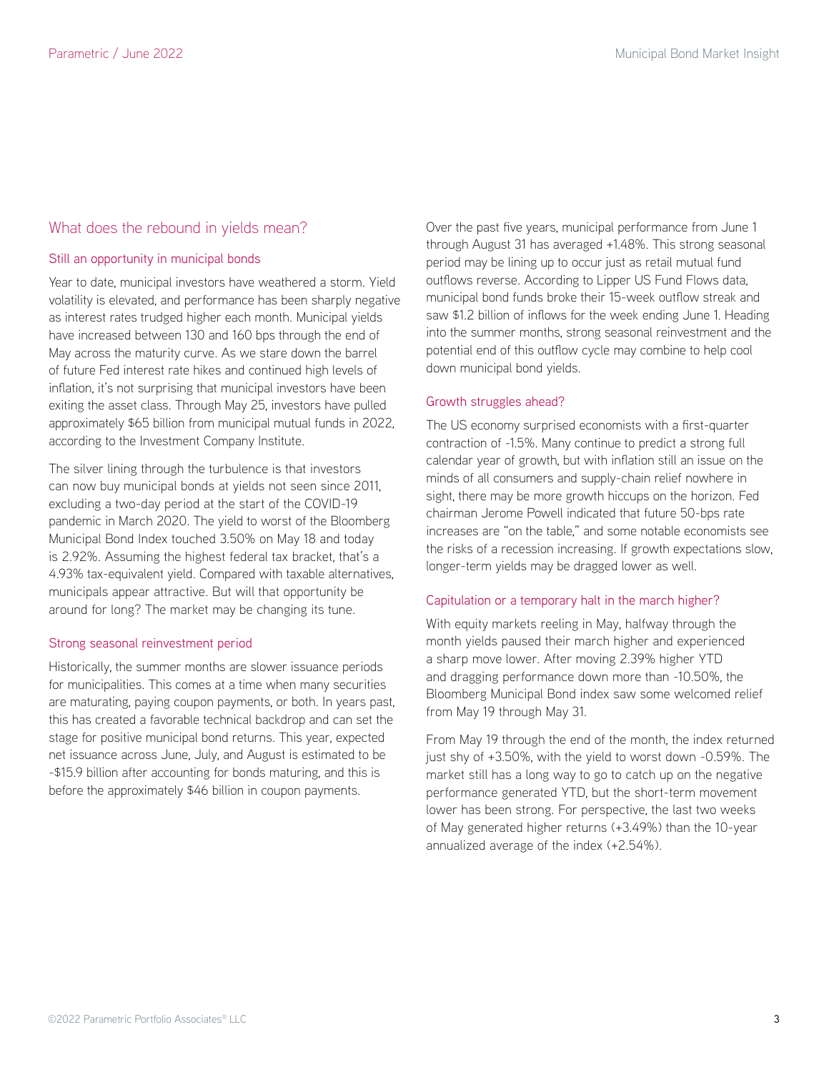## What does the rebound in yields mean?

### Still an opportunity in municipal bonds

Year to date, municipal investors have weathered a storm. Yield volatility is elevated, and performance has been sharply negative as interest rates trudged higher each month. Municipal yields have increased between 130 and 160 bps through the end of May across the maturity curve. As we stare down the barrel of future Fed interest rate hikes and continued high levels of inflation, it's not surprising that municipal investors have been exiting the asset class. Through May 25, investors have pulled approximately $65 billion from municipal mutual funds in 2022, according to the Investment Company Institute.

The silver lining through the turbulence is that investors can now buy municipal bonds at yields not seen since 2011, excluding a two-day period at the start of the COVID-19 pandemic in March 2020. The yield to worst of the Bloomberg Municipal Bond Index touched 3.50% on May 18 and today is 2.92%. Assuming the highest federal tax bracket, that's a 4.93% tax-equivalent yield. Compared with taxable alternatives, municipals appear attractive. But will that opportunity be around for long? The market may be changing its tune.

### Strong seasonal reinvestment period

Historically, the summer months are slower issuance periods for municipalities. This comes at a time when many securities are maturating, paying coupon payments, or both. In years past, this has created a favorable technical backdrop and can set the stage for positive municipal bond returns. This year, expected net issuance across June, July, and August is estimated to be -$15.9 billion after accounting for bonds maturing, and this is before the approximately $46 billion in coupon payments.

Over the past five years, municipal performance from June 1 through August 31 has averaged +1.48%. This strong seasonal period may be lining up to occur just as retail mutual fund outflows reverse. According to Lipper US Fund Flows data, municipal bond funds broke their 15-week outflow streak and saw $1.2 billion of inflows for the week ending June 1. Heading into the summer months, strong seasonal reinvestment and the potential end of this outflow cycle may combine to help cool down municipal bond yields.

### Growth struggles ahead?

The US economy surprised economists with a first-quarter contraction of -1.5%. Many continue to predict a strong full calendar year of growth, but with inflation still an issue on the minds of all consumers and supply-chain relief nowhere in sight, there may be more growth hiccups on the horizon. Fed chairman Jerome Powell indicated that future 50-bps rate increases are "on the table," and some notable economists see the risks of a recession increasing. If growth expectations slow, longer-term yields may be dragged lower as well.

### Capitulation or a temporary halt in the march higher?

With equity markets reeling in May, halfway through the month yields paused their march higher and experienced a sharp move lower. After moving 2.39% higher YTD and dragging performance down more than -10.50%, the Bloomberg Municipal Bond index saw some welcomed relief from May 19 through May 31.

From May 19 through the end of the month, the index returned just shy of +3.50%, with the yield to worst down -0.59%. The market still has a long way to go to catch up on the negative performance generated YTD, but the short-term movement lower has been strong. For perspective, the last two weeks of May generated higher returns (+3.49%) than the 10-year annualized average of the index (+2.54%).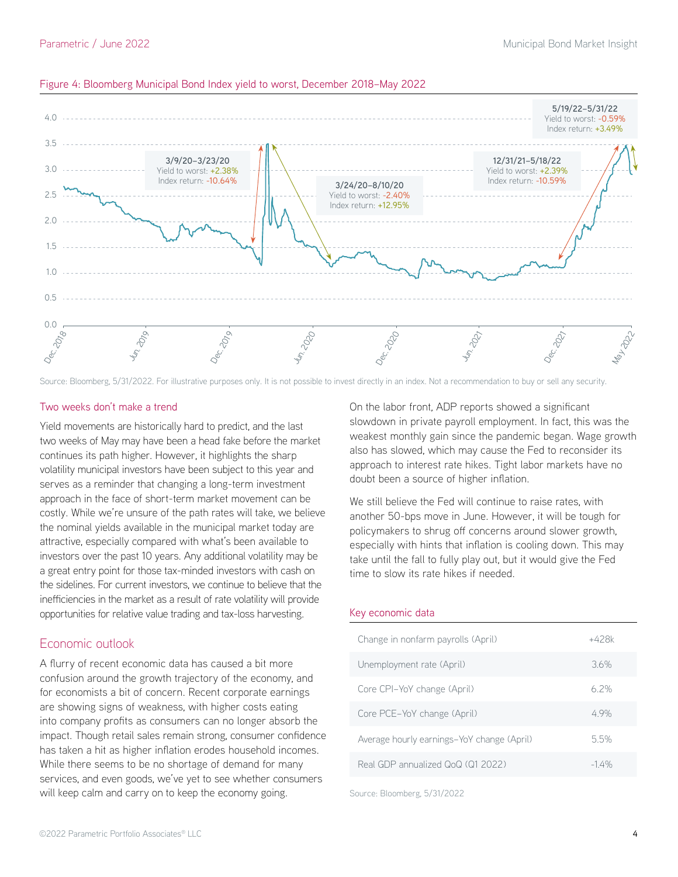Figure 4: Bloomberg Municipal Bond Index yield to worst, December 2018–May 2022

Source: Bloomberg, 5/31/2022. For illustrative purposes only. It is not possible to invest directly in an index. Not a recommendation to buy or sell any security.

## Two weeks don't make a trend

Yield movements are historically hard to predict, and the last two weeks of May may have been a head fake before the market continues its path higher. However, it highlights the sharp volatility municipal investors have been subject to this year and serves as a reminder that changing a long-term investment approach in the face of short-term market movement can be costly. While we're unsure of the path rates will take, we believe the nominal yields available in the municipal market today are attractive, especially compared with what's been available to investors over the past 10 years. Any additional volatility may be a great entry point for those tax-minded investors with cash on the sidelines. For current investors, we continue to believe that the inefficiencies in the market as a result of rate volatility will provide opportunities for relative value trading and tax-loss harvesting.

## Economic outlook

A flurry of recent economic data has caused a bit more confusion around the growth trajectory of the economy, and for economists a bit of concern. Recent corporate earnings are showing signs of weakness, with higher costs eating into company profits as consumers can no longer absorb the impact. Though retail sales remain strong, consumer confidence has taken a hit as higher inflation erodes household incomes. While there seems to be no shortage of demand for many services, and even goods, we've yet to see whether consumers will keep calm and carry on to keep the economy going.

On the labor front, ADP reports showed a significant slowdown in private payroll employment. In fact, this was the weakest monthly gain since the pandemic began. Wage growth also has slowed, which may cause the Fed to reconsider its approach to interest rate hikes. Tight labor markets have no doubt been a source of higher inflation.

We still believe the Fed will continue to raise rates, with another 50-bps move in June. However, it will be tough for policymakers to shrug off concerns around slower growth, especially with hints that inflation is cooling down. This may take until the fall to fully play out, but it would give the Fed time to slow its rate hikes if needed.

### Key economic data

| | |
|---|---|
| Change in nonfarm payrolls (April) | +428k |
| Unemployment rate (April) | 3.6% |
| Core CPI–YoY change (April) | 6.2% |
| Core PCE–YoY change (April) | 4.9% |
| Average hourly earnings–YoY change (April) | 5.5% |
| Real GDP annualized QoQ (Q1 2022) | -1.4% |

Source: Bloomberg, 5/31/2022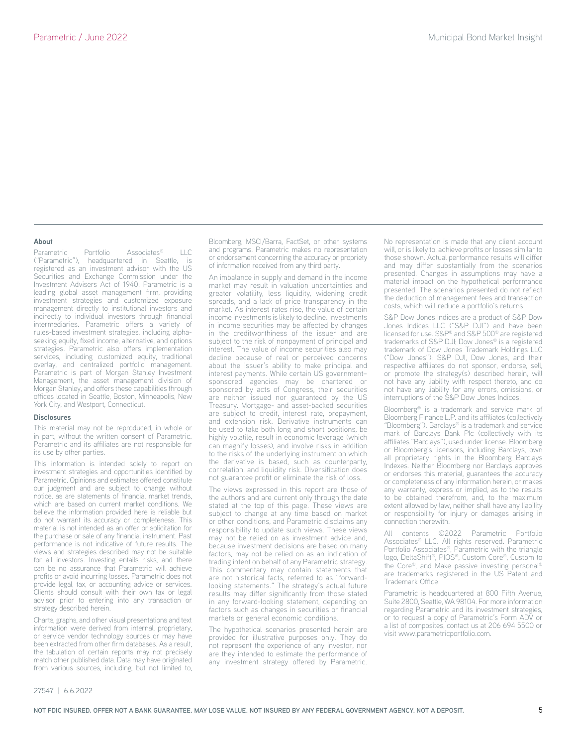## About

Parametric Portfolio Associates® LLC ("Parametric"), headquartered in Seattle, is registered as an investment advisor with the US Securities and Exchange Commission under the Investment Advisers Act of 1940. Parametric is a leading global asset management firm, providing investment strategies and customized exposure management directly to institutional investors and indirectly to individual investors through financial intermediaries. Parametric offers a variety of rules-based investment strategies, including alpha-seeking equity, fixed income, alternative, and options strategies. Parametric also offers implementation services, including customized equity, traditional overlay, and centralized portfolio management. Parametric is part of Morgan Stanley Investment Management, the asset management division of Morgan Stanley, and offers these capabilities through offices located in Seattle, Boston, Minneapolis, New York City, and Westport, Connecticut.

## Disclosures

This material may not be reproduced, in whole or in part, without the written consent of Parametric. Parametric and its affiliates are not responsible for its use by other parties.

This information is intended solely to report on investment strategies and opportunities identified by Parametric. Opinions and estimates offered constitute our judgment and are subject to change without notice, as are statements of financial market trends, which are based on current market conditions. We believe the information provided here is reliable but do not warrant its accuracy or completeness. This material is not intended as an offer or solicitation for the purchase or sale of any financial instrument. Past performance is not indicative of future results. The views and strategies described may not be suitable for all investors. Investing entails risks, and there can be no assurance that Parametric will achieve profits or avoid incurring losses. Parametric does not provide legal, tax, or accounting advice or services. Clients should consult with their own tax or legal advisor prior to entering into any transaction or strategy described herein.

Charts, graphs, and other visual presentations and text information were derived from internal, proprietary, or service vendor technology sources or may have been extracted from other firm databases. As a result, the tabulation of certain reports may not precisely match other published data. Data may have originated from various sources, including, but not limited to, Bloomberg, MSCI/Barra, FactSet, or other systems and programs. Parametric makes no representation or endorsement concerning the accuracy or propriety of information received from any third party.

An imbalance in supply and demand in the income market may result in valuation uncertainties and greater volatility, less liquidity, widening credit spreads, and a lack of price transparency in the market. As interest rates rise, the value of certain income investments is likely to decline. Investments in income securities may be affected by changes in the creditworthiness of the issuer and are subject to the risk of nonpayment of principal and interest. The value of income securities also may decline because of real or perceived concerns about the issuer's ability to make principal and interest payments. While certain US government–sponsored agencies may be chartered or sponsored by acts of Congress, their securities are neither issued nor guaranteed by the US Treasury. Mortgage- and asset-backed securities are subject to credit, interest rate, prepayment, and extension risk. Derivative instruments can be used to take both long and short positions, be highly volatile, result in economic leverage (which can magnify losses), and involve risks in addition to the risks of the underlying instrument on which the derivative is based, such as counterparty, correlation, and liquidity risk. Diversification does not guarantee profit or eliminate the risk of loss.

The views expressed in this report are those of the authors and are current only through the date stated at the top of this page. These views are subject to change at any time based on market or other conditions, and Parametric disclaims any responsibility to update such views. These views may not be relied on as investment advice and, because investment decisions are based on many factors, may not be relied on as an indication of trading intent on behalf of any Parametric strategy. This commentary may contain statements that are not historical facts, referred to as "forward-looking statements." The strategy's actual future results may differ significantly from those stated in any forward-looking statement, depending on factors such as changes in securities or financial markets or general economic conditions.

The hypothetical scenarios presented herein are provided for illustrative purposes only. They do not represent the experience of any investor, nor are they intended to estimate the performance of any investment strategy offered by Parametric. No representation is made that any client account will, or is likely to, achieve profits or losses similar to those shown. Actual performance results will differ and may differ substantially from the scenarios presented. Changes in assumptions may have a material impact on the hypothetical performance presented. The scenarios presented do not reflect the deduction of management fees and transaction costs, which will reduce a portfolio's returns.

S&P Dow Jones Indices are a product of S&P Dow Jones Indices LLC ("S&P DJI") and have been licensed for use. S&P® and S&P 500® are registered trademarks of S&P DJI; Dow Jones® is a registered trademark of Dow Jones Trademark Holdings LLC ("Dow Jones"); S&P DJI, Dow Jones, and their respective affiliates do not sponsor, endorse, sell, or promote the strategy(s) described herein, will not have any liability with respect thereto, and do not have any liability for any errors, omissions, or interruptions of the S&P Dow Jones Indices.

Bloomberg® is a trademark and service mark of Bloomberg Finance L.P. and its affiliates (collectively "Bloomberg"). Barclays® is a trademark and service mark of Barclays Bank Plc (collectively with its affiliates "Barclays"), used under license. Bloomberg or Bloomberg's licensors, including Barclays, own all proprietary rights in the Bloomberg Barclays Indexes. Neither Bloomberg nor Barclays approves or endorses this material, guarantees the accuracy or completeness of any information herein, or makes any warranty, express or implied, as to the results to be obtained therefrom, and, to the maximum extent allowed by law, neither shall have any liability or responsibility for injury or damages arising in connection therewith.

All contents ©2022 Parametric Portfolio Associates® LLC. All rights reserved. Parametric Portfolio Associates®, Parametric with the triangle logo, DeltaShift®, PIOS®, Custom Core®, Custom to the Core®, and Make passive investing personal® are trademarks registered in the US Patent and Trademark Office.

Parametric is headquartered at 800 Fifth Avenue, Suite 2800, Seattle, WA 98104. For more information regarding Parametric and its investment strategies, or to request a copy of Parametric's Form ADV or a list of composites, contact us at 206 694 5500 or visit www.parametricportfolio.com.

27547 | 6.6.2022

NOT FDIC INSURED. OFFER NOT A BANK GUARANTEE. MAY LOSE VALUE. NOT INSURED BY ANY FEDERAL GOVERNMENT AGENCY. NOT A DEPOSIT.